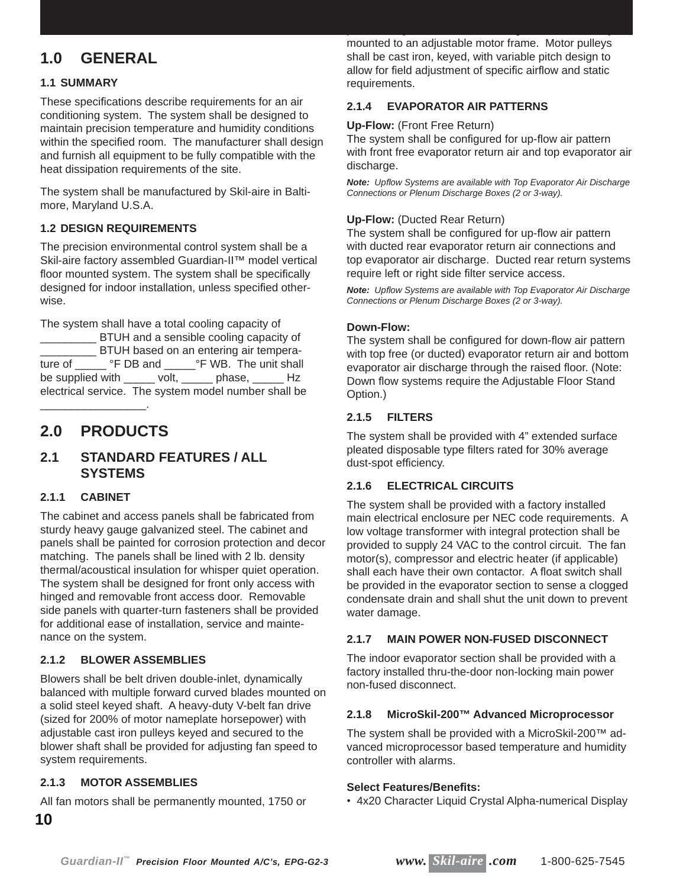# 1.0 GENERAL

## 1.1 SUMMARY

These specifications describe requirements for an air conditioning system. The system shall be designed to maintain precision temperature and humidity conditions within the specified room. The manufacturer shall design and furnish all equipment to be fully compatible with the heat dissipation requirements of the site.

The system shall be manufactured by Skil-aire in Baltimore, Maryland U.S.A.

## 1.2 DESIGN REQUIREMENTS

The precision environmental control system shall be a Skil-aire factory assembled Guardian-II™ model vertical floor mounted system. The system shall be specifically designed for indoor installation, unless specified otherwise.

The system shall have a total cooling capacity of _________ BTUH and a sensible cooling capacity of _________ BTUH based on an entering air temperature of _____ °F DB and _____°F WB. The unit shall be supplied with _____ volt, _____ phase, _____ Hz electrical service. The system model number shall be _________________.

# 2.0 PRODUCTS

## 2.1 STANDARD FEATURES / ALL SYSTEMS

### 2.1.1 CABINET

The cabinet and access panels shall be fabricated from sturdy heavy gauge galvanized steel. The cabinet and panels shall be painted for corrosion protection and decor matching. The panels shall be lined with 2 lb. density thermal/acoustical insulation for whisper quiet operation. The system shall be designed for front only access with hinged and removable front access door. Removable side panels with quarter-turn fasteners shall be provided for additional ease of installation, service and maintenance on the system.

### 2.1.2 BLOWER ASSEMBLIES

Blowers shall be belt driven double-inlet, dynamically balanced with multiple forward curved blades mounted on a solid steel keyed shaft. A heavy-duty V-belt fan drive (sized for 200% of motor nameplate horsepower) with adjustable cast iron pulleys keyed and secured to the blower shaft shall be provided for adjusting fan speed to system requirements.

### 2.1.3 MOTOR ASSEMBLIES

All fan motors shall be permanently mounted, 1750 or mounted to an adjustable motor frame. Motor pulleys shall be cast iron, keyed, with variable pitch design to allow for field adjustment of specific airflow and static requirements.

### 2.1.4 EVAPORATOR AIR PATTERNS

**Up-Flow:** (Front Free Return)
The system shall be configured for up-flow air pattern with front free evaporator return air and top evaporator air discharge.

***Note:** Upflow Systems are available with Top Evaporator Air Discharge Connections or Plenum Discharge Boxes (2 or 3-way).*

**Up-Flow:** (Ducted Rear Return)
The system shall be configured for up-flow air pattern with ducted rear evaporator return air connections and top evaporator air discharge. Ducted rear return systems require left or right side filter service access.

***Note:** Upflow Systems are available with Top Evaporator Air Discharge Connections or Plenum Discharge Boxes (2 or 3-way).*

**Down-Flow:**
The system shall be configured for down-flow air pattern with top free (or ducted) evaporator return air and bottom evaporator air discharge through the raised floor. (Note: Down flow systems require the Adjustable Floor Stand Option.)

### 2.1.5 FILTERS

The system shall be provided with 4" extended surface pleated disposable type filters rated for 30% average dust-spot efficiency.

### 2.1.6 ELECTRICAL CIRCUITS

The system shall be provided with a factory installed main electrical enclosure per NEC code requirements. A low voltage transformer with integral protection shall be provided to supply 24 VAC to the control circuit. The fan motor(s), compressor and electric heater (if applicable) shall each have their own contactor. A float switch shall be provided in the evaporator section to sense a clogged condensate drain and shall shut the unit down to prevent water damage.

### 2.1.7 MAIN POWER NON-FUSED DISCONNECT

The indoor evaporator section shall be provided with a factory installed thru-the-door non-locking main power non-fused disconnect.

### 2.1.8 MicroSkil-200™ Advanced Microprocessor

The system shall be provided with a MicroSkil-200™ advanced microprocessor based temperature and humidity controller with alarms.

**Select Features/Benefits:**

- 4x20 Character Liquid Crystal Alpha-numerical Display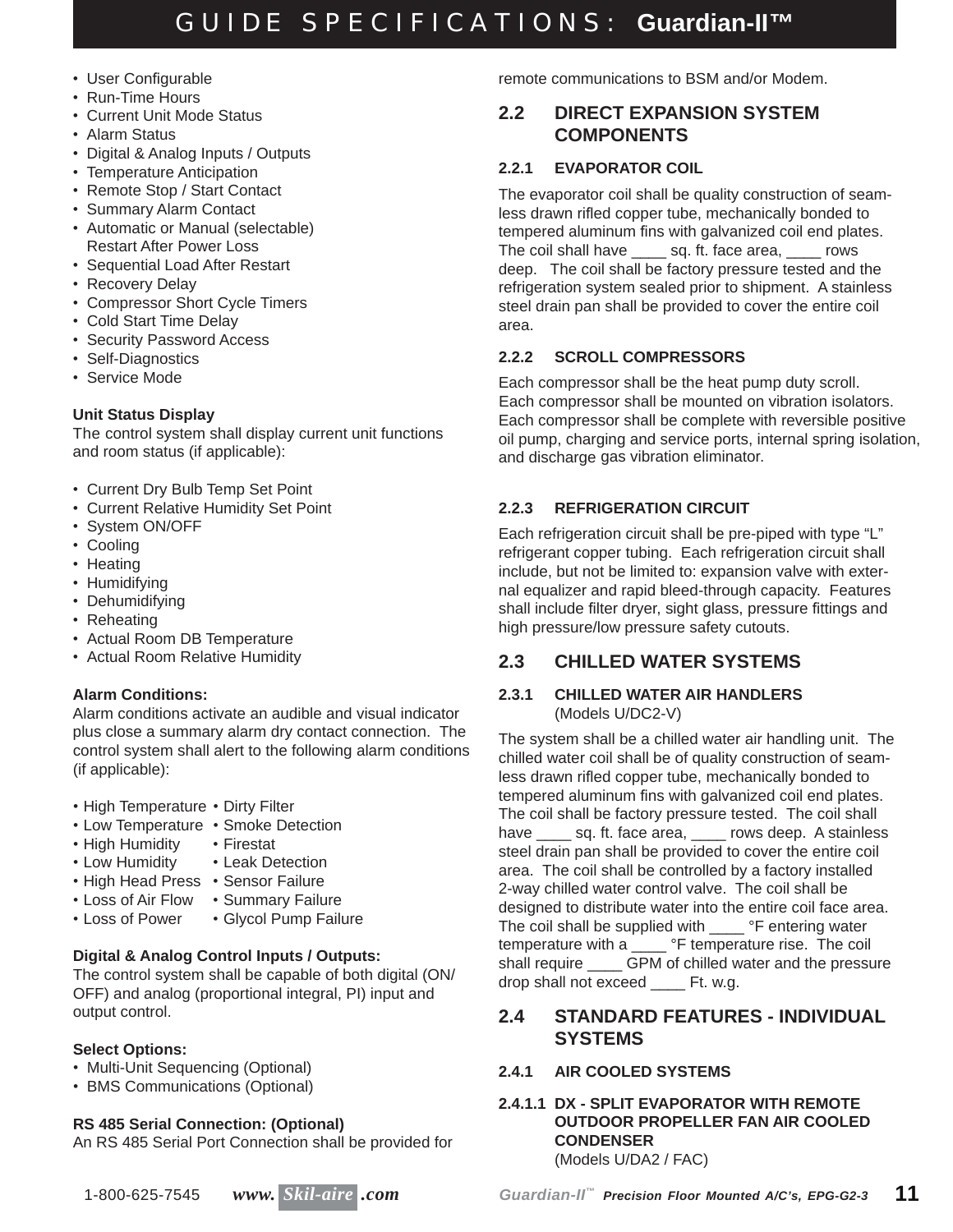- User Configurable
- Run-Time Hours
- Current Unit Mode Status
- Alarm Status
- Digital & Analog Inputs / Outputs
- Temperature Anticipation
- Remote Stop / Start Contact
- Summary Alarm Contact
- Automatic or Manual (selectable) Restart After Power Loss
- Sequential Load After Restart
- Recovery Delay
- Compressor Short Cycle Timers
- Cold Start Time Delay
- Security Password Access
- Self-Diagnostics
- Service Mode

**Unit Status Display**
The control system shall display current unit functions and room status (if applicable):

- Current Dry Bulb Temp Set Point
- Current Relative Humidity Set Point
- System ON/OFF
- Cooling
- Heating
- Humidifying
- Dehumidifying
- Reheating
- Actual Room DB Temperature
- Actual Room Relative Humidity

**Alarm Conditions:**
Alarm conditions activate an audible and visual indicator plus close a summary alarm dry contact connection. The control system shall alert to the following alarm conditions (if applicable):

- High Temperature
- Low Temperature
- High Humidity
- Low Humidity
- High Head Press
- Loss of Air Flow
- Loss of Power
- Dirty Filter
- Smoke Detection
- Firestat
- Leak Detection
- Sensor Failure
- Summary Failure
- Glycol Pump Failure

**Digital & Analog Control Inputs / Outputs:**
The control system shall be capable of both digital (ON/OFF) and analog (proportional integral, PI) input and output control.

**Select Options:**
- Multi-Unit Sequencing (Optional)
- BMS Communications (Optional)

**RS 485 Serial Connection: (Optional)**
An RS 485 Serial Port Connection shall be provided for remote communications to BSM and/or Modem.

## 2.2 DIRECT EXPANSION SYSTEM COMPONENTS

### 2.2.1 EVAPORATOR COIL

The evaporator coil shall be quality construction of seamless drawn rifled copper tube, mechanically bonded to tempered aluminum fins with galvanized coil end plates. The coil shall have ____ sq. ft. face area, ____ rows deep. The coil shall be factory pressure tested and the refrigeration system sealed prior to shipment. A stainless steel drain pan shall be provided to cover the entire coil area.

### 2.2.2 SCROLL COMPRESSORS

Each compressor shall be the heat pump duty scroll. Each compressor shall be mounted on vibration isolators. Each compressor shall be complete with reversible positive oil pump, charging and service ports, internal spring isolation, and discharge gas vibration eliminator.

### 2.2.3 REFRIGERATION CIRCUIT

Each refrigeration circuit shall be pre-piped with type "L" refrigerant copper tubing. Each refrigeration circuit shall include, but not be limited to: expansion valve with external equalizer and rapid bleed-through capacity. Features shall include filter dryer, sight glass, pressure fittings and high pressure/low pressure safety cutouts.

## 2.3 CHILLED WATER SYSTEMS

### 2.3.1 CHILLED WATER AIR HANDLERS
(Models U/DC2-V)

The system shall be a chilled water air handling unit. The chilled water coil shall be of quality construction of seamless drawn rifled copper tube, mechanically bonded to tempered aluminum fins with galvanized coil end plates. The coil shall be factory pressure tested. The coil shall have ____ sq. ft. face area, ____ rows deep. A stainless steel drain pan shall be provided to cover the entire coil area. The coil shall be controlled by a factory installed 2-way chilled water control valve. The coil shall be designed to distribute water into the entire coil face area. The coil shall be supplied with ____ °F entering water temperature with a ____ °F temperature rise. The coil shall require ____ GPM of chilled water and the pressure drop shall not exceed ____ Ft. w.g.

## 2.4 STANDARD FEATURES - INDIVIDUAL SYSTEMS

### 2.4.1 AIR COOLED SYSTEMS

#### 2.4.1.1 DX - SPLIT EVAPORATOR WITH REMOTE OUTDOOR PROPELLER FAN AIR COOLED CONDENSER
(Models U/DA2 / FAC)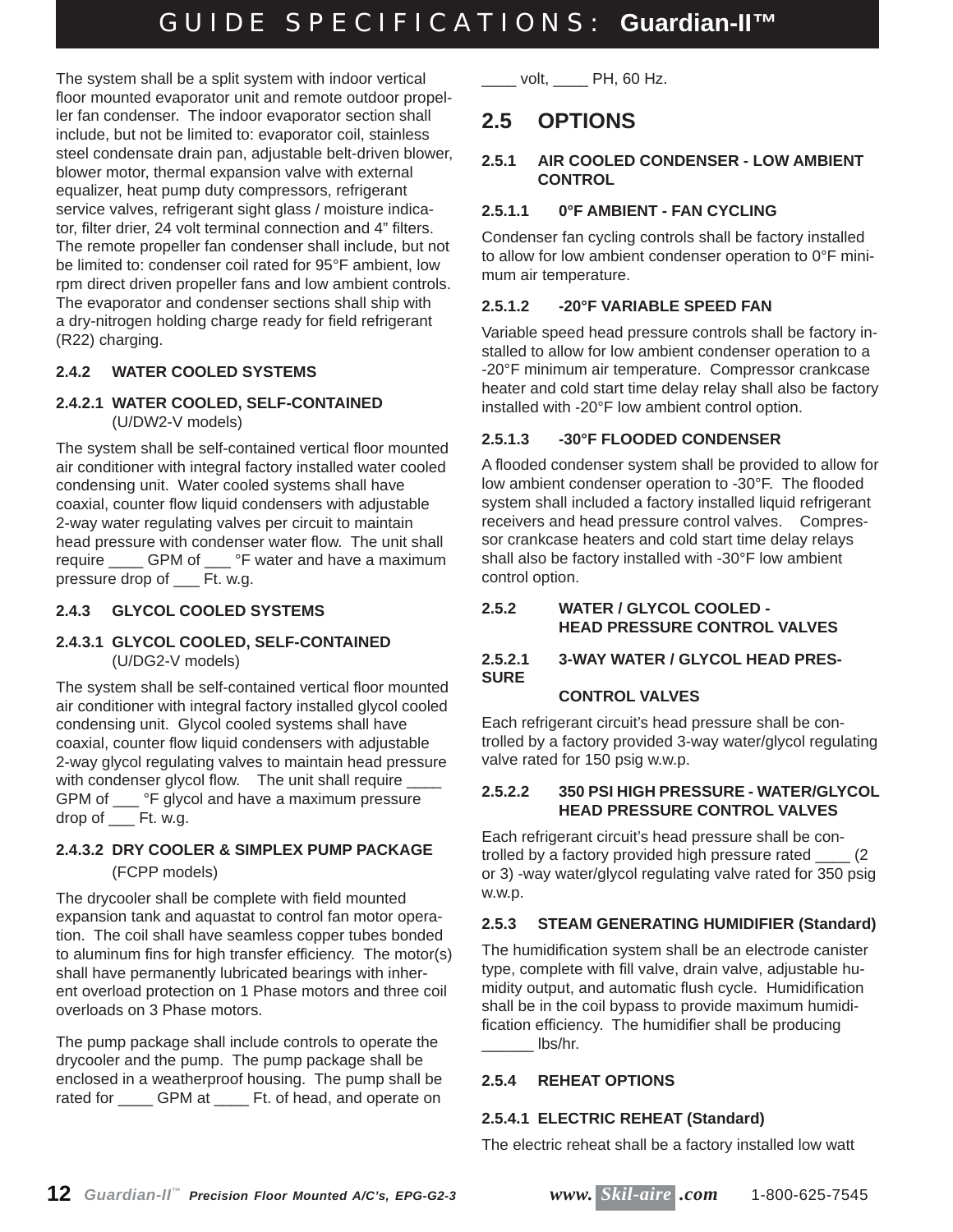The system shall be a split system with indoor vertical floor mounted evaporator unit and remote outdoor propeller fan condenser. The indoor evaporator section shall include, but not be limited to: evaporator coil, stainless steel condensate drain pan, adjustable belt-driven blower, blower motor, thermal expansion valve with external equalizer, heat pump duty compressors, refrigerant service valves, refrigerant sight glass / moisture indicator, filter drier, 24 volt terminal connection and 4” filters. The remote propeller fan condenser shall include, but not be limited to: condenser coil rated for 95°F ambient, low rpm direct driven propeller fans and low ambient controls. The evaporator and condenser sections shall ship with a dry-nitrogen holding charge ready for field refrigerant (R22) charging.

### 2.4.2 WATER COOLED SYSTEMS

#### 2.4.2.1 WATER COOLED, SELF-CONTAINED (U/DW2-V models)

The system shall be self-contained vertical floor mounted air conditioner with integral factory installed water cooled condensing unit. Water cooled systems shall have coaxial, counter flow liquid condensers with adjustable 2-way water regulating valves per circuit to maintain head pressure with condenser water flow. The unit shall require ____ GPM of ___ °F water and have a maximum pressure drop of ___ Ft. w.g.

### 2.4.3 GLYCOL COOLED SYSTEMS

#### 2.4.3.1 GLYCOL COOLED, SELF-CONTAINED (U/DG2-V models)

The system shall be self-contained vertical floor mounted air conditioner with integral factory installed glycol cooled condensing unit. Glycol cooled systems shall have coaxial, counter flow liquid condensers with adjustable 2-way glycol regulating valves to maintain head pressure with condenser glycol flow. The unit shall require ____ GPM of ___ °F glycol and have a maximum pressure drop of ___ Ft. w.g.

#### 2.4.3.2 DRY COOLER & SIMPLEX PUMP PACKAGE (FCPP models)

The drycooler shall be complete with field mounted expansion tank and aquastat to control fan motor operation. The coil shall have seamless copper tubes bonded to aluminum fins for high transfer efficiency. The motor(s) shall have permanently lubricated bearings with inherent overload protection on 1 Phase motors and three coil overloads on 3 Phase motors.

The pump package shall include controls to operate the drycooler and the pump. The pump package shall be enclosed in a weatherproof housing. The pump shall be rated for ____ GPM at ____ Ft. of head, and operate on ____ volt, ____ PH, 60 Hz.

## 2.5 OPTIONS

### 2.5.1 AIR COOLED CONDENSER - LOW AMBIENT CONTROL

#### 2.5.1.1 0°F AMBIENT - FAN CYCLING

Condenser fan cycling controls shall be factory installed to allow for low ambient condenser operation to 0°F minimum air temperature.

#### 2.5.1.2 -20°F VARIABLE SPEED FAN

Variable speed head pressure controls shall be factory installed to allow for low ambient condenser operation to a -20°F minimum air temperature. Compressor crankcase heater and cold start time delay relay shall also be factory installed with -20°F low ambient control option.

#### 2.5.1.3 -30°F FLOODED CONDENSER

A flooded condenser system shall be provided to allow for low ambient condenser operation to -30°F. The flooded system shall included a factory installed liquid refrigerant receivers and head pressure control valves. Compressor crankcase heaters and cold start time delay relays shall also be factory installed with -30°F low ambient control option.

### 2.5.2 WATER / GLYCOL COOLED - HEAD PRESSURE CONTROL VALVES

#### 2.5.2.1 3-WAY WATER / GLYCOL HEAD PRESSURE CONTROL VALVES

Each refrigerant circuit’s head pressure shall be controlled by a factory provided 3-way water/glycol regulating valve rated for 150 psig w.w.p.

#### 2.5.2.2 350 PSI HIGH PRESSURE - WATER/GLYCOL HEAD PRESSURE CONTROL VALVES

Each refrigerant circuit’s head pressure shall be controlled by a factory provided high pressure rated ____ (2 or 3) -way water/glycol regulating valve rated for 350 psig w.w.p.

### 2.5.3 STEAM GENERATING HUMIDIFIER (Standard)

The humidification system shall be an electrode canister type, complete with fill valve, drain valve, adjustable humidity output, and automatic flush cycle. Humidification shall be in the coil bypass to provide maximum humidification efficiency. The humidifier shall be producing ______ lbs/hr.

### 2.5.4 REHEAT OPTIONS

#### 2.5.4.1 ELECTRIC REHEAT (Standard)

The electric reheat shall be a factory installed low watt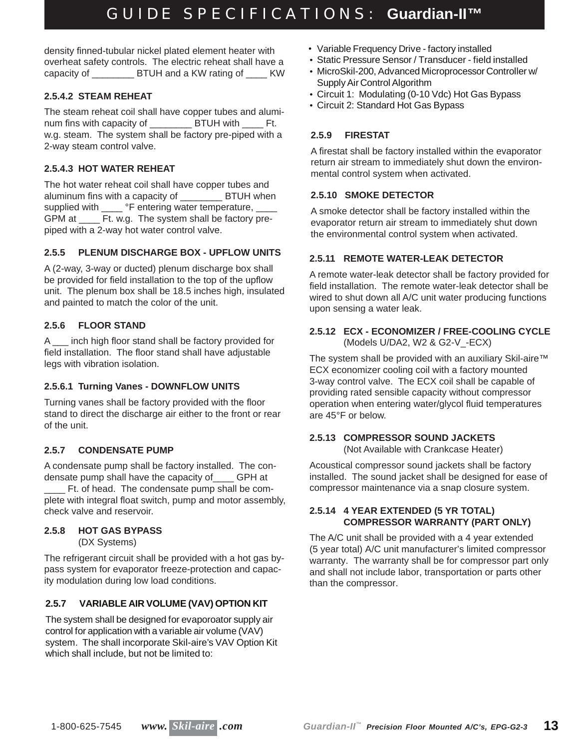density finned-tubular nickel plated element heater with overheat safety controls. The electric reheat shall have a capacity of ________ BTUH and a KW rating of ____ KW

### 2.5.4.2 STEAM REHEAT

The steam reheat coil shall have copper tubes and aluminum fins with capacity of ________ BTUH with ____ Ft. w.g. steam. The system shall be factory pre-piped with a 2-way steam control valve.

### 2.5.4.3 HOT WATER REHEAT

The hot water reheat coil shall have copper tubes and aluminum fins with a capacity of ________ BTUH when supplied with ____ °F entering water temperature, ____ GPM at ____ Ft. w.g. The system shall be factory pre-piped with a 2-way hot water control valve.

### 2.5.5 PLENUM DISCHARGE BOX - UPFLOW UNITS

A (2-way, 3-way or ducted) plenum discharge box shall be provided for field installation to the top of the upflow unit. The plenum box shall be 18.5 inches high, insulated and painted to match the color of the unit.

### 2.5.6 FLOOR STAND

A ___ inch high floor stand shall be factory provided for field installation. The floor stand shall have adjustable legs with vibration isolation.

### 2.5.6.1 Turning Vanes - DOWNFLOW UNITS

Turning vanes shall be factory provided with the floor stand to direct the discharge air either to the front or rear of the unit.

### 2.5.7 CONDENSATE PUMP

A condensate pump shall be factory installed. The condensate pump shall have the capacity of____ GPH at ____ Ft. of head. The condensate pump shall be complete with integral float switch, pump and motor assembly, check valve and reservoir.

### 2.5.8 HOT GAS BYPASS
(DX Systems)

The refrigerant circuit shall be provided with a hot gas bypass system for evaporator freeze-protection and capacity modulation during low load conditions.

### 2.5.7 VARIABLE AIR VOLUME (VAV) OPTION KIT

The system shall be designed for evaporoator supply air control for application with a variable air volume (VAV) system. The shall incorporate Skil-aire's VAV Option Kit which shall include, but not be limited to:

- Variable Frequency Drive - factory installed
- Static Pressure Sensor / Transducer - field installed
- MicroSkil-200, Advanced Microprocessor Controller w/ Supply Air Control Algorithm
- Circuit 1: Modulating (0-10 Vdc) Hot Gas Bypass
- Circuit 2: Standard Hot Gas Bypass

### 2.5.9 FIRESTAT

A firestat shall be factory installed within the evaporator return air stream to immediately shut down the environmental control system when activated.

### 2.5.10 SMOKE DETECTOR

A smoke detector shall be factory installed within the evaporator return air stream to immediately shut down the environmental control system when activated.

### 2.5.11 REMOTE WATER-LEAK DETECTOR

A remote water-leak detector shall be factory provided for field installation. The remote water-leak detector shall be wired to shut down all A/C unit water producing functions upon sensing a water leak.

### 2.5.12 ECX - ECONOMIZER / FREE-COOLING CYCLE
(Models U/DA2, W2 & G2-V_-ECX)

The system shall be provided with an auxiliary Skil-aire™ ECX economizer cooling coil with a factory mounted 3-way control valve. The ECX coil shall be capable of providing rated sensible capacity without compressor operation when entering water/glycol fluid temperatures are 45°F or below.

### 2.5.13 COMPRESSOR SOUND JACKETS
(Not Available with Crankcase Heater)

Acoustical compressor sound jackets shall be factory installed. The sound jacket shall be designed for ease of compressor maintenance via a snap closure system.

### 2.5.14 4 YEAR EXTENDED (5 YR TOTAL) COMPRESSOR WARRANTY (PART ONLY)

The A/C unit shall be provided with a 4 year extended (5 year total) A/C unit manufacturer's limited compressor warranty. The warranty shall be for compressor part only and shall not include labor, transportation or parts other than the compressor.